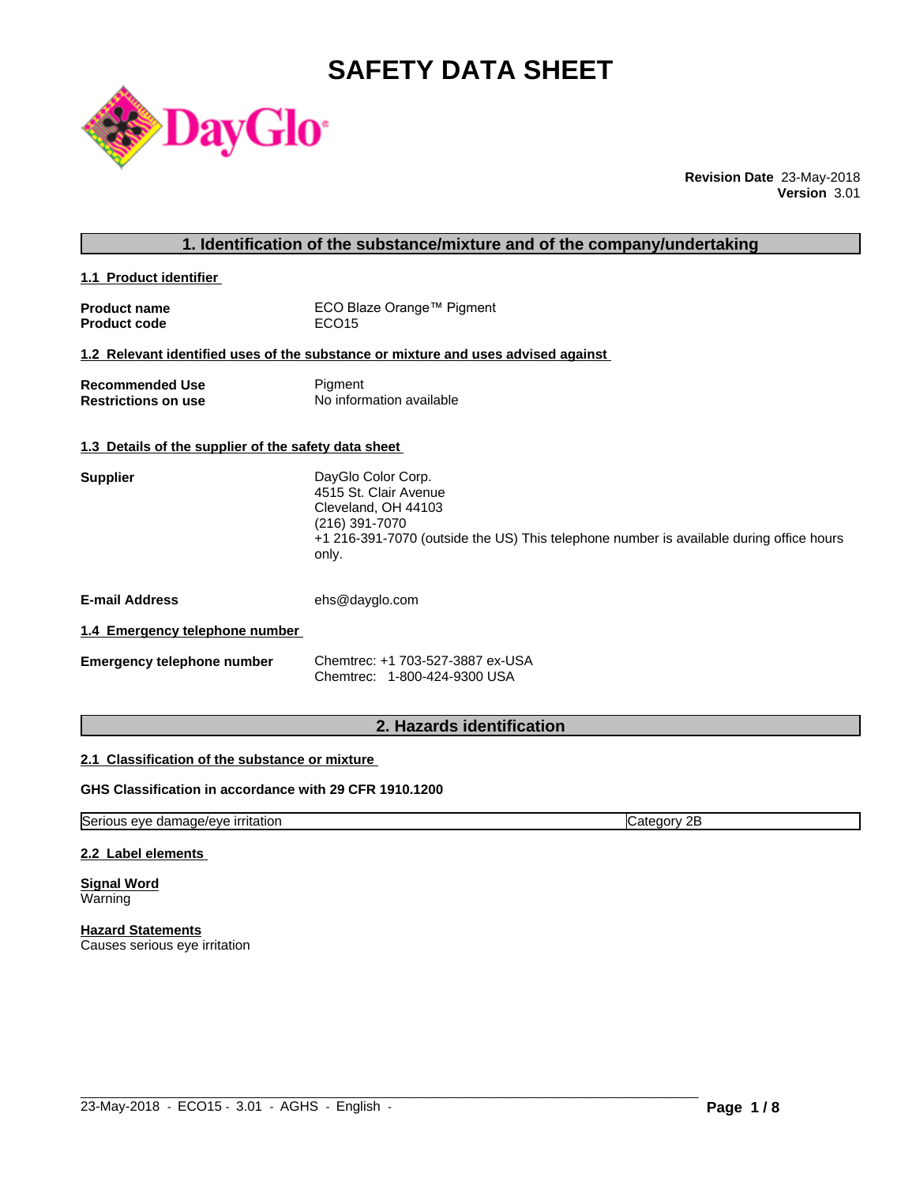# SAFETY DATA SHEET

DayGlo

**Revision Date** 23-May-2018
**Version** 3.01

## 1. Identification of the substance/mixture and of the company/undertaking

### 1.1 Product identifier

**Product name** ECO Blaze Orange™ Pigment
**Product code** ECO15

### 1.2 Relevant identified uses of the substance or mixture and uses advised against

**Recommended Use** Pigment
**Restrictions on use** No information available

### 1.3 Details of the supplier of the safety data sheet

**Supplier**
DayGlo Color Corp.
4515 St. Clair Avenue
Cleveland, OH 44103
(216) 391-7070
+1 216-391-7070 (outside the US) This telephone number is available during office hours only.

**E-mail Address** ehs@dayglo.com

### 1.4 Emergency telephone number

**Emergency telephone number**
Chemtrec: +1 703-527-3887 ex-USA
Chemtrec: 1-800-424-9300 USA

## 2. Hazards identification

### 2.1 Classification of the substance or mixture

**GHS Classification in accordance with 29 CFR 1910.1200**

| Serious eye damage/eye irritation | Category 2B |
|---|---|

### 2.2 Label elements

**Signal Word**
Warning

**Hazard Statements**
Causes serious eye irritation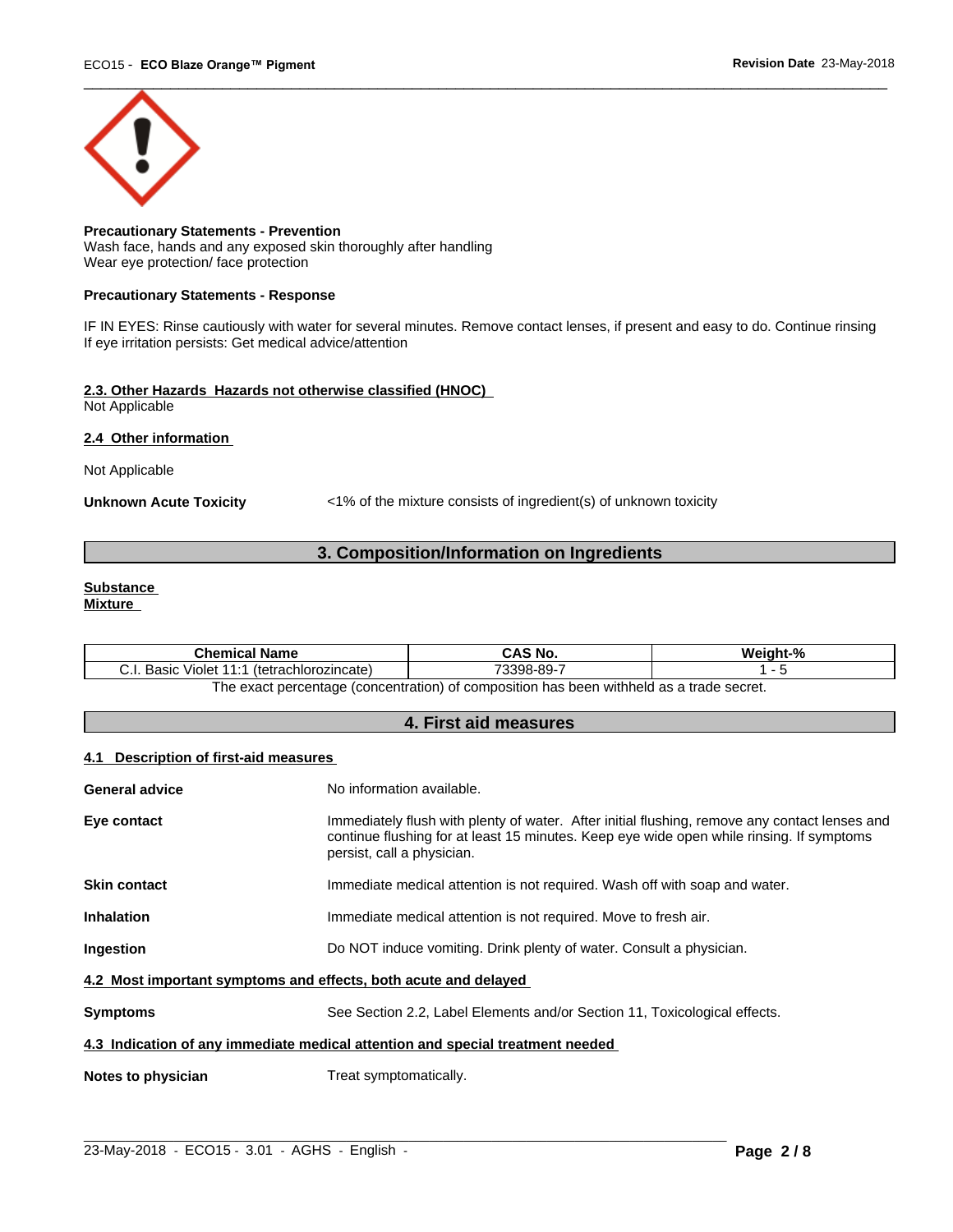**Precautionary Statements - Prevention**
Wash face, hands and any exposed skin thoroughly after handling
Wear eye protection/ face protection

**Precautionary Statements - Response**

IF IN EYES: Rinse cautiously with water for several minutes. Remove contact lenses, if present and easy to do. Continue rinsing
If eye irritation persists: Get medical advice/attention

**2.3. Other Hazards Hazards not otherwise classified (HNOC)**
Not Applicable

**2.4 Other information**

Not Applicable

**Unknown Acute Toxicity** <1% of the mixture consists of ingredient(s) of unknown toxicity

## 3. Composition/Information on Ingredients

**Substance**
**Mixture**

| Chemical Name | CAS No. | Weight-% |
| --- | --- | --- |
| C.I. Basic Violet 11:1 (tetrachlorozincate) | 73398-89-7 | 1 - 5 |

The exact percentage (concentration) of composition has been withheld as a trade secret.

## 4. First aid measures

**4.1 Description of first-aid measures**

**General advice** No information available.

**Eye contact** Immediately flush with plenty of water. After initial flushing, remove any contact lenses and continue flushing for at least 15 minutes. Keep eye wide open while rinsing. If symptoms persist, call a physician.

**Skin contact** Immediate medical attention is not required. Wash off with soap and water.

**Inhalation** Immediate medical attention is not required. Move to fresh air.

**Ingestion** Do NOT induce vomiting. Drink plenty of water. Consult a physician.

**4.2 Most important symptoms and effects, both acute and delayed**

**Symptoms** See Section 2.2, Label Elements and/or Section 11, Toxicological effects.

**4.3 Indication of any immediate medical attention and special treatment needed**

**Notes to physician** Treat symptomatically.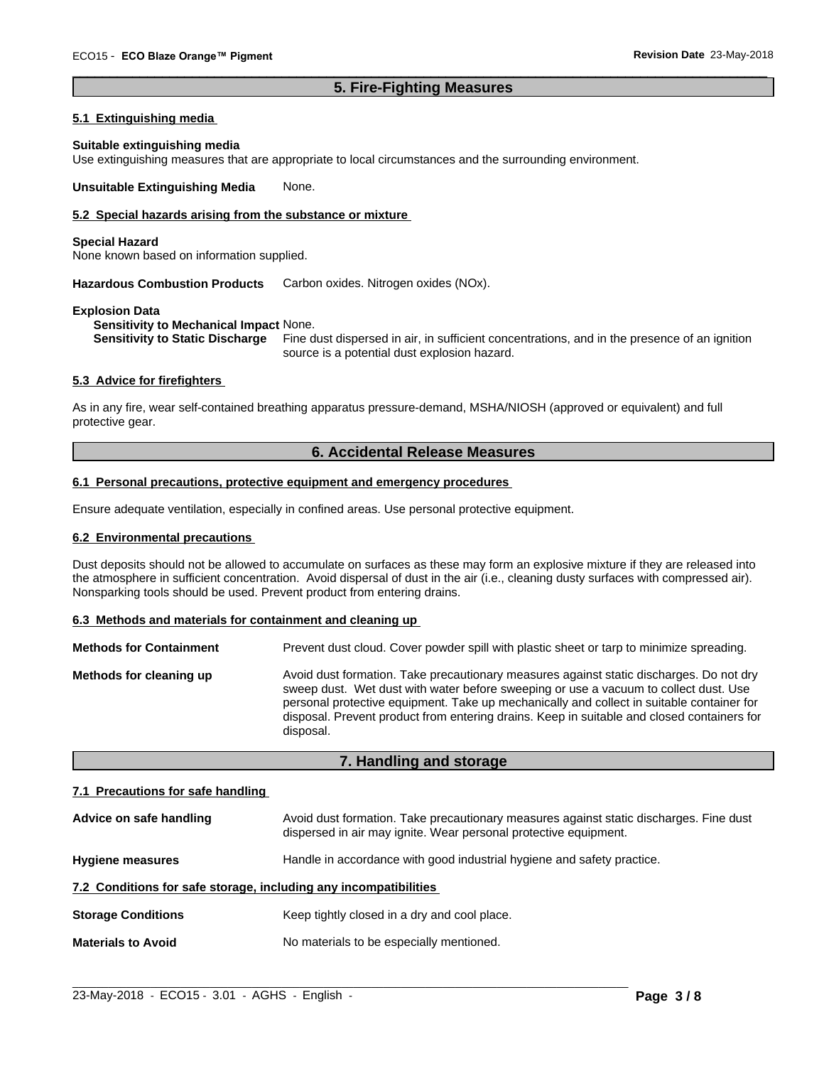## 5. Fire-Fighting Measures

### 5.1 Extinguishing media

**Suitable extinguishing media**
Use extinguishing measures that are appropriate to local circumstances and the surrounding environment.

**Unsuitable Extinguishing Media** None.

### 5.2 Special hazards arising from the substance or mixture

**Special Hazard**
None known based on information supplied.

**Hazardous Combustion Products** Carbon oxides. Nitrogen oxides (NOx).

**Explosion Data**
**Sensitivity to Mechanical Impact** None.
**Sensitivity to Static Discharge** Fine dust dispersed in air, in sufficient concentrations, and in the presence of an ignition source is a potential dust explosion hazard.

### 5.3 Advice for firefighters

As in any fire, wear self-contained breathing apparatus pressure-demand, MSHA/NIOSH (approved or equivalent) and full protective gear.

## 6. Accidental Release Measures

### 6.1 Personal precautions, protective equipment and emergency procedures

Ensure adequate ventilation, especially in confined areas. Use personal protective equipment.

### 6.2 Environmental precautions

Dust deposits should not be allowed to accumulate on surfaces as these may form an explosive mixture if they are released into the atmosphere in sufficient concentration. Avoid dispersal of dust in the air (i.e., cleaning dusty surfaces with compressed air). Nonsparking tools should be used. Prevent product from entering drains.

### 6.3 Methods and materials for containment and cleaning up

**Methods for Containment** Prevent dust cloud. Cover powder spill with plastic sheet or tarp to minimize spreading.

**Methods for cleaning up** Avoid dust formation. Take precautionary measures against static discharges. Do not dry sweep dust. Wet dust with water before sweeping or use a vacuum to collect dust. Use personal protective equipment. Take up mechanically and collect in suitable container for disposal. Prevent product from entering drains. Keep in suitable and closed containers for disposal.

## 7. Handling and storage

### 7.1 Precautions for safe handling

**Advice on safe handling** Avoid dust formation. Take precautionary measures against static discharges. Fine dust dispersed in air may ignite. Wear personal protective equipment.

**Hygiene measures** Handle in accordance with good industrial hygiene and safety practice.

### 7.2 Conditions for safe storage, including any incompatibilities

**Storage Conditions** Keep tightly closed in a dry and cool place.

**Materials to Avoid** No materials to be especially mentioned.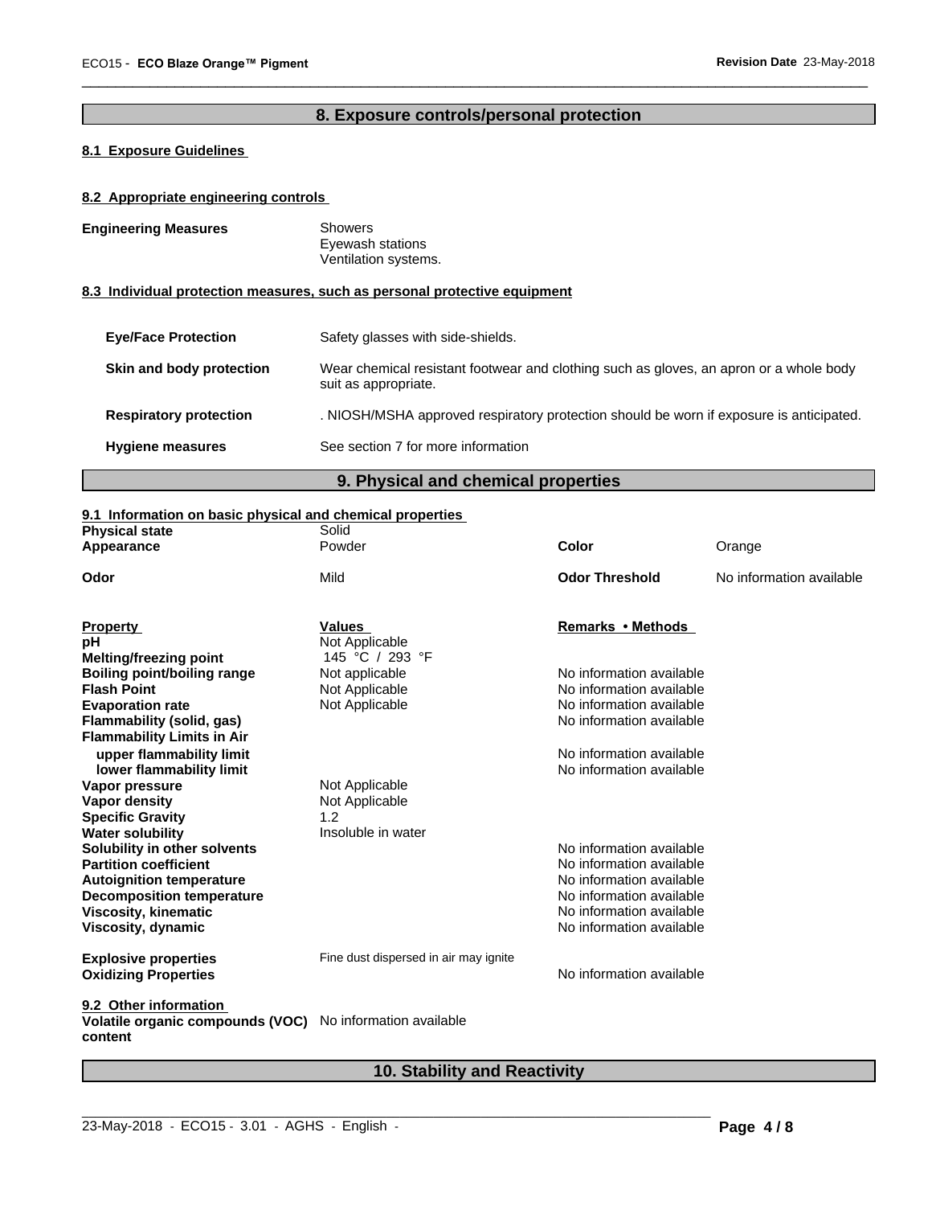## 8. Exposure controls/personal protection

### 8.1 Exposure Guidelines

### 8.2 Appropriate engineering controls

**Engineering Measures**
Showers
Eyewash stations
Ventilation systems.

### 8.3 Individual protection measures, such as personal protective equipment

**Eye/Face Protection** Safety glasses with side-shields.

**Skin and body protection** Wear chemical resistant footwear and clothing such as gloves, an apron or a whole body suit as appropriate.

**Respiratory protection** . NIOSH/MSHA approved respiratory protection should be worn if exposure is anticipated.

**Hygiene measures** See section 7 for more information

## 9. Physical and chemical properties

### 9.1 Information on basic physical and chemical properties

| | | | |
|---|---|---|---|
| **Physical state** | Solid | | |
| **Appearance** | Powder | **Color** | Orange |
| **Odor** | Mild | **Odor Threshold** | No information available |

| **Property** | **Values** | **Remarks • Methods** |
|---|---|---|
| **pH** | Not Applicable | |
| **Melting/freezing point** | 145 °C / 293 °F | |
| **Boiling point/boiling range** | Not applicable | No information available |
| **Flash Point** | Not Applicable | No information available |
| **Evaporation rate** | Not Applicable | No information available |
| **Flammability (solid, gas)** | | No information available |
| **Flammability Limits in Air** | | |
| **upper flammability limit** | | No information available |
| **lower flammability limit** | | No information available |
| **Vapor pressure** | Not Applicable | |
| **Vapor density** | Not Applicable | |
| **Specific Gravity** | 1.2 | |
| **Water solubility** | Insoluble in water | |
| **Solubility in other solvents** | | No information available |
| **Partition coefficient** | | No information available |
| **Autoignition temperature** | | No information available |
| **Decomposition temperature** | | No information available |
| **Viscosity, kinematic** | | No information available |
| **Viscosity, dynamic** | | No information available |
| **Explosive properties** | Fine dust dispersed in air may ignite | |
| **Oxidizing Properties** | | No information available |

### 9.2 Other information

**Volatile organic compounds (VOC) content** No information available

## 10. Stability and Reactivity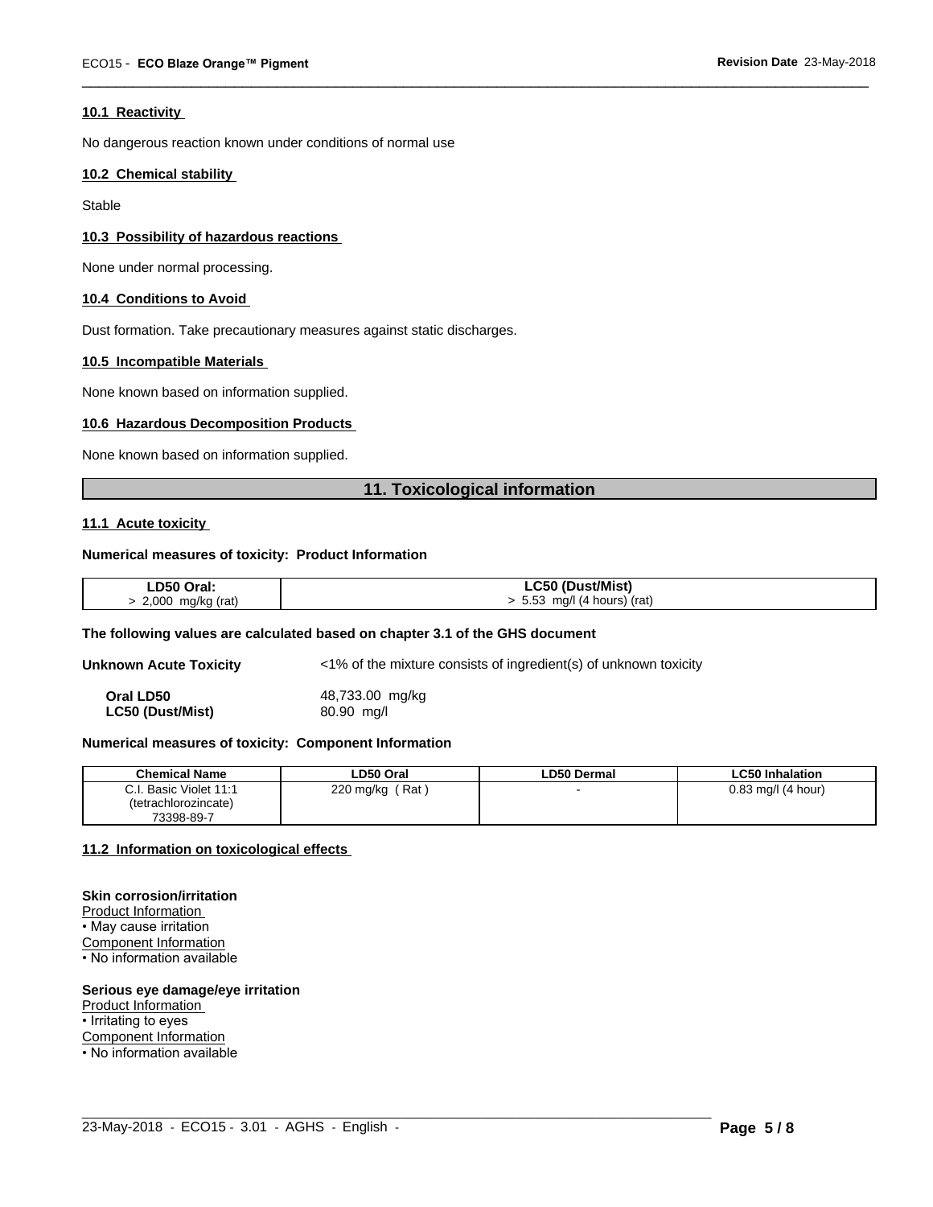### 10.1 Reactivity

No dangerous reaction known under conditions of normal use

### 10.2 Chemical stability

Stable

### 10.3 Possibility of hazardous reactions

None under normal processing.

### 10.4 Conditions to Avoid

Dust formation. Take precautionary measures against static discharges.

### 10.5 Incompatible Materials

None known based on information supplied.

### 10.6 Hazardous Decomposition Products

None known based on information supplied.

## 11. Toxicological information

### 11.1 Acute toxicity

**Numerical measures of toxicity: Product Information**

| LD50 Oral: | LC50 (Dust/Mist) |
|---|---|
| > 2,000 mg/kg (rat) | > 5.53 mg/l (4 hours) (rat) |

**The following values are calculated based on chapter 3.1 of the GHS document**

**Unknown Acute Toxicity** <1% of the mixture consists of ingredient(s) of unknown toxicity

**Oral LD50** 48,733.00 mg/kg
**LC50 (Dust/Mist)** 80.90 mg/l

**Numerical measures of toxicity: Component Information**

| Chemical Name | LD50 Oral | LD50 Dermal | LC50 Inhalation |
|---|---|---|---|
| C.I. Basic Violet 11:1 (tetrachlorozincate) 73398-89-7 | 220 mg/kg ( Rat ) | - | 0.83 mg/l (4 hour) |

### 11.2 Information on toxicological effects

**Skin corrosion/irritation**
Product Information
• May cause irritation
Component Information
• No information available

**Serious eye damage/eye irritation**
Product Information
• Irritating to eyes
Component Information
• No information available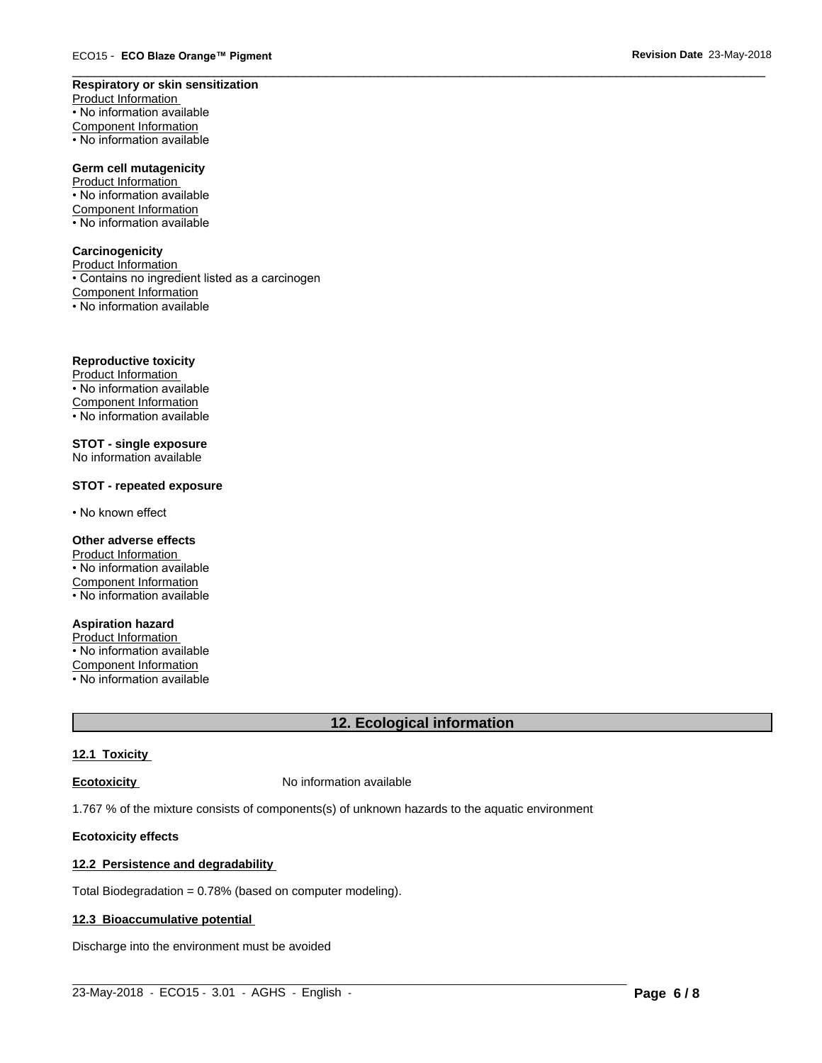**Respiratory or skin sensitization**

Product Information

• No information available

Component Information

• No information available

**Germ cell mutagenicity**

Product Information

• No information available

Component Information

• No information available

**Carcinogenicity**

Product Information

• Contains no ingredient listed as a carcinogen

Component Information

• No information available

**Reproductive toxicity**

Product Information

• No information available

Component Information

• No information available

**STOT - single exposure**

No information available

**STOT - repeated exposure**

• No known effect

**Other adverse effects**

Product Information

• No information available

Component Information

• No information available

**Aspiration hazard**

Product Information

• No information available

Component Information

• No information available

## 12. Ecological information

### 12.1 Toxicity

**Ecotoxicity** No information available

1.767 % of the mixture consists of components(s) of unknown hazards to the aquatic environment

**Ecotoxicity effects**

### 12.2 Persistence and degradability

Total Biodegradation = 0.78% (based on computer modeling).

### 12.3 Bioaccumulative potential

Discharge into the environment must be avoided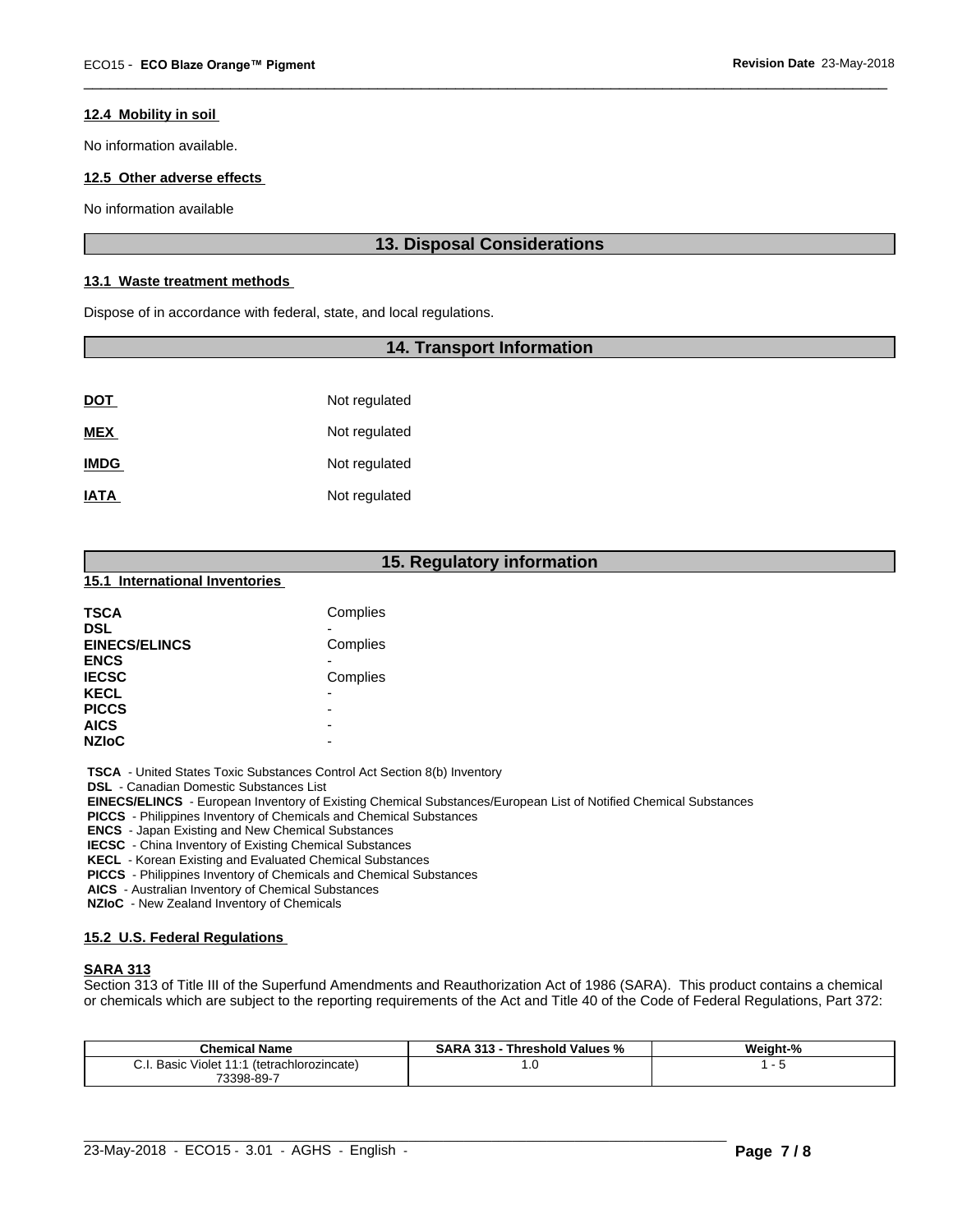#### 12.4 Mobility in soil

No information available.

#### 12.5 Other adverse effects

No information available

## 13. Disposal Considerations

#### 13.1 Waste treatment methods

Dispose of in accordance with federal, state, and local regulations.

## 14. Transport Information

| | |
|---|---|
| **DOT** | Not regulated |
| **MEX** | Not regulated |
| **IMDG** | Not regulated |
| **IATA** | Not regulated |

## 15. Regulatory information

#### 15.1 International Inventories

| | |
|---|---|
| **TSCA** | Complies |
| **DSL** | - |
| **EINECS/ELINCS** | Complies |
| **ENCS** | - |
| **IECSC** | Complies |
| **KECL** | - |
| **PICCS** | - |
| **AICS** | - |
| **NZIoC** | - |

**TSCA** - United States Toxic Substances Control Act Section 8(b) Inventory
**DSL** - Canadian Domestic Substances List
**EINECS/ELINCS** - European Inventory of Existing Chemical Substances/European List of Notified Chemical Substances
**PICCS** - Philippines Inventory of Chemicals and Chemical Substances
**ENCS** - Japan Existing and New Chemical Substances
**IECSC** - China Inventory of Existing Chemical Substances
**KECL** - Korean Existing and Evaluated Chemical Substances
**PICCS** - Philippines Inventory of Chemicals and Chemical Substances
**AICS** - Australian Inventory of Chemical Substances
**NZIoC** - New Zealand Inventory of Chemicals

#### 15.2 U.S. Federal Regulations

**SARA 313**

Section 313 of Title III of the Superfund Amendments and Reauthorization Act of 1986 (SARA). This product contains a chemical or chemicals which are subject to the reporting requirements of the Act and Title 40 of the Code of Federal Regulations, Part 372:

| Chemical Name | SARA 313 - Threshold Values % | Weight-% |
|---|---|---|
| C.I. Basic Violet 11:1 (tetrachlorozincate) 73398-89-7 | 1.0 | 1 - 5 |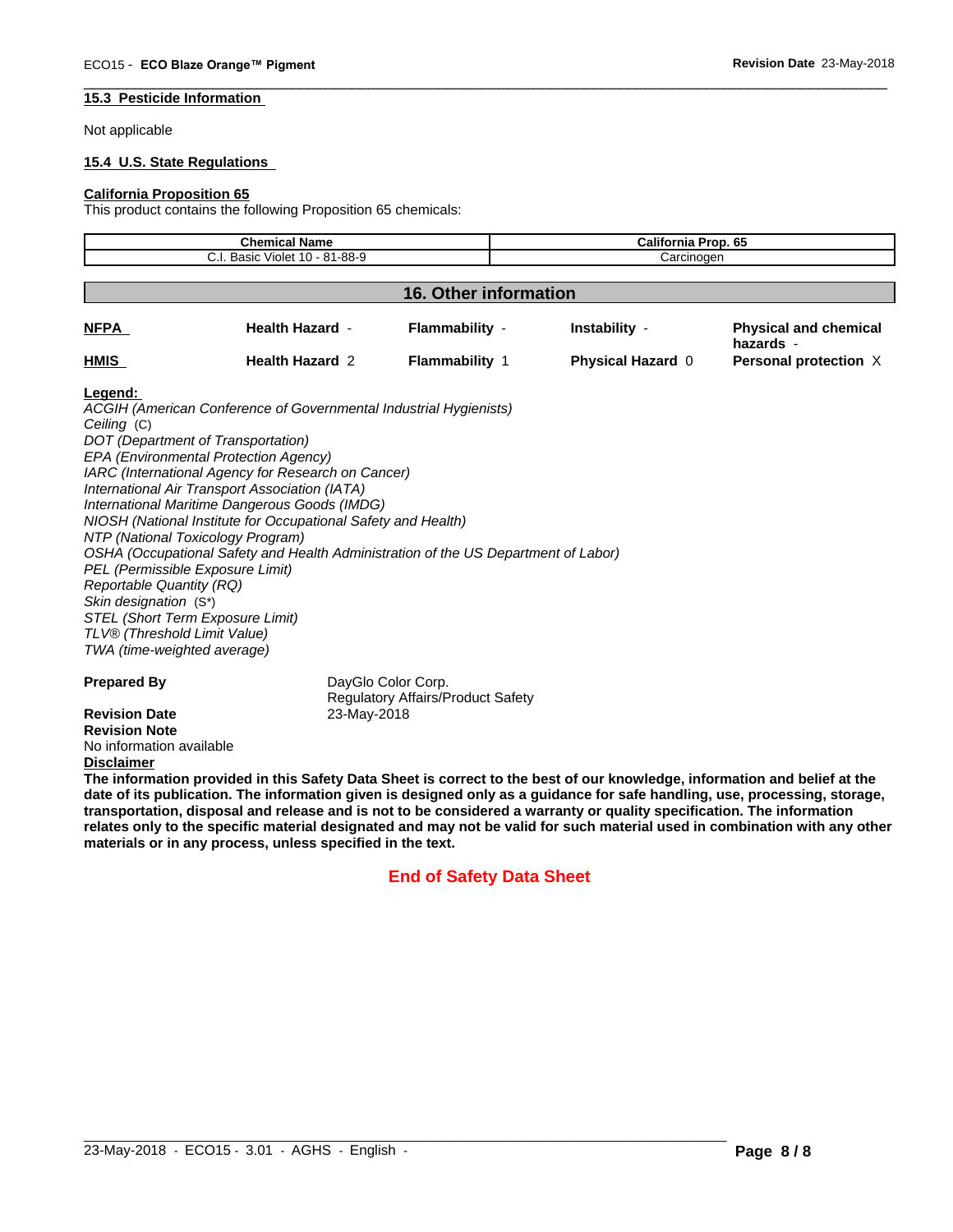### 15.3 Pesticide Information

Not applicable

### 15.4 U.S. State Regulations

**California Proposition 65**

This product contains the following Proposition 65 chemicals:

| Chemical Name | California Prop. 65 |
|---|---|
| C.I. Basic Violet 10 - 81-88-9 | Carcinogen |

## 16. Other information

| | | | | |
|---|---|---|---|---|
| **NFPA** | **Health Hazard** - | **Flammability** - | **Instability** - | **Physical and chemical hazards** - |
| **HMIS** | **Health Hazard** 2 | **Flammability** 1 | **Physical Hazard** 0 | **Personal protection** X |

**Legend:**

*ACGIH (American Conference of Governmental Industrial Hygienists)*
*Ceiling* (C)
*DOT (Department of Transportation)*
*EPA (Environmental Protection Agency)*
*IARC (International Agency for Research on Cancer)*
*International Air Transport Association (IATA)*
*International Maritime Dangerous Goods (IMDG)*
*NIOSH (National Institute for Occupational Safety and Health)*
*NTP (National Toxicology Program)*
*OSHA (Occupational Safety and Health Administration of the US Department of Labor)*
*PEL (Permissible Exposure Limit)*
*Reportable Quantity (RQ)*
*Skin designation* (S*)
*STEL (Short Term Exposure Limit)*
*TLV® (Threshold Limit Value)*
*TWA (time-weighted average)*

**Prepared By** DayGlo Color Corp.
Regulatory Affairs/Product Safety

**Revision Date** 23-May-2018

**Revision Note**

No information available

**Disclaimer**

**The information provided in this Safety Data Sheet is correct to the best of our knowledge, information and belief at the date of its publication. The information given is designed only as a guidance for safe handling, use, processing, storage, transportation, disposal and release and is not to be considered a warranty or quality specification. The information relates only to the specific material designated and may not be valid for such material used in combination with any other materials or in any process, unless specified in the text.**

**End of Safety Data Sheet**